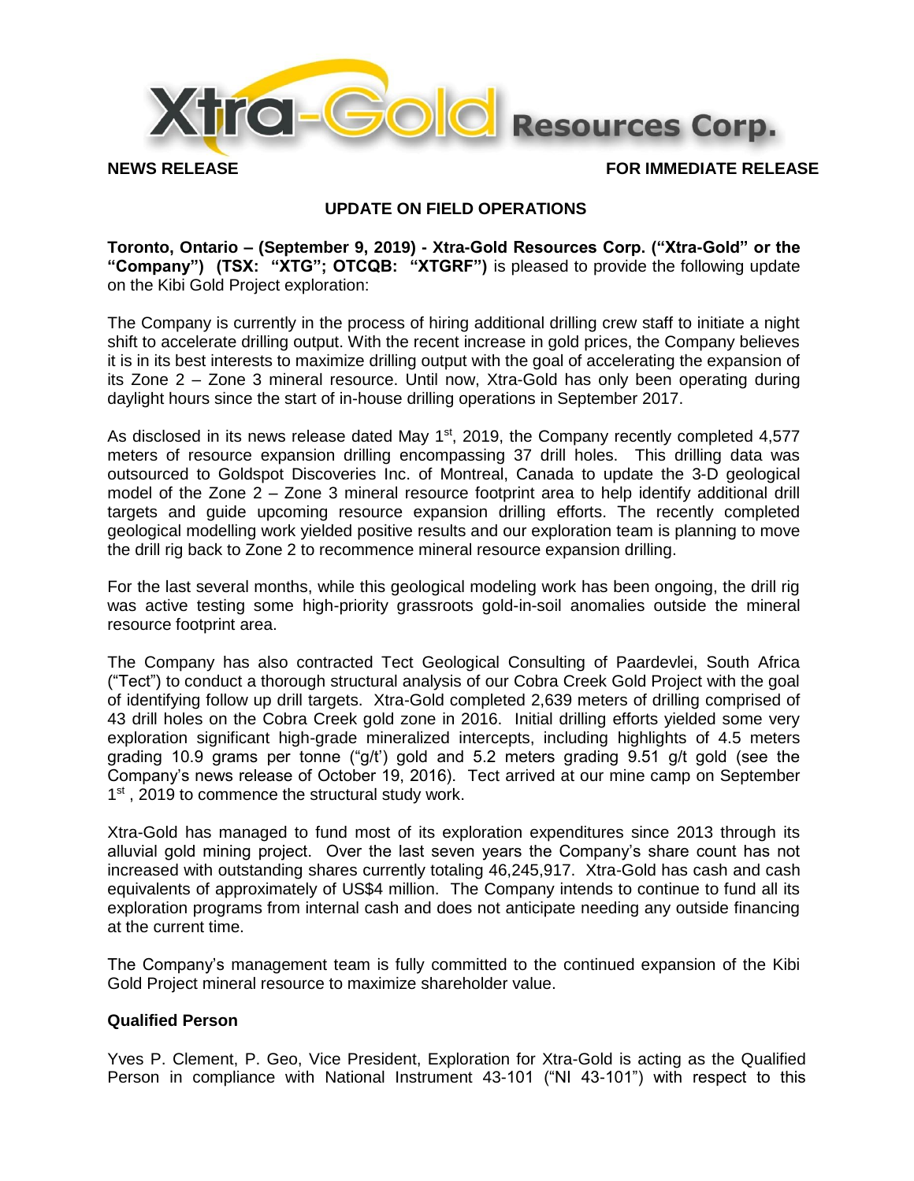Xtra-Gold Resources Corp.

**NEWS RELEASE** **FOR IMMEDIATE RELEASE**

## UPDATE ON FIELD OPERATIONS

**Toronto, Ontario – (September 9, 2019) - Xtra-Gold Resources Corp. ("Xtra-Gold" or the "Company") (TSX: "XTG"; OTCQB: "XTGRF")** is pleased to provide the following update on the Kibi Gold Project exploration:

The Company is currently in the process of hiring additional drilling crew staff to initiate a night shift to accelerate drilling output. With the recent increase in gold prices, the Company believes it is in its best interests to maximize drilling output with the goal of accelerating the expansion of its Zone 2 – Zone 3 mineral resource. Until now, Xtra-Gold has only been operating during daylight hours since the start of in-house drilling operations in September 2017.

As disclosed in its news release dated May 1st, 2019, the Company recently completed 4,577 meters of resource expansion drilling encompassing 37 drill holes. This drilling data was outsourced to Goldspot Discoveries Inc. of Montreal, Canada to update the 3-D geological model of the Zone 2 – Zone 3 mineral resource footprint area to help identify additional drill targets and guide upcoming resource expansion drilling efforts. The recently completed geological modelling work yielded positive results and our exploration team is planning to move the drill rig back to Zone 2 to recommence mineral resource expansion drilling.

For the last several months, while this geological modeling work has been ongoing, the drill rig was active testing some high-priority grassroots gold-in-soil anomalies outside the mineral resource footprint area.

The Company has also contracted Tect Geological Consulting of Paardevlei, South Africa ("Tect") to conduct a thorough structural analysis of our Cobra Creek Gold Project with the goal of identifying follow up drill targets. Xtra-Gold completed 2,639 meters of drilling comprised of 43 drill holes on the Cobra Creek gold zone in 2016. Initial drilling efforts yielded some very exploration significant high-grade mineralized intercepts, including highlights of 4.5 meters grading 10.9 grams per tonne ("g/t") gold and 5.2 meters grading 9.51 g/t gold (see the Company's news release of October 19, 2016). Tect arrived at our mine camp on September 1st , 2019 to commence the structural study work.

Xtra-Gold has managed to fund most of its exploration expenditures since 2013 through its alluvial gold mining project. Over the last seven years the Company's share count has not increased with outstanding shares currently totaling 46,245,917. Xtra-Gold has cash and cash equivalents of approximately of US$4 million. The Company intends to continue to fund all its exploration programs from internal cash and does not anticipate needing any outside financing at the current time.

The Company's management team is fully committed to the continued expansion of the Kibi Gold Project mineral resource to maximize shareholder value.

### Qualified Person

Yves P. Clement, P. Geo, Vice President, Exploration for Xtra-Gold is acting as the Qualified Person in compliance with National Instrument 43-101 ("NI 43-101") with respect to this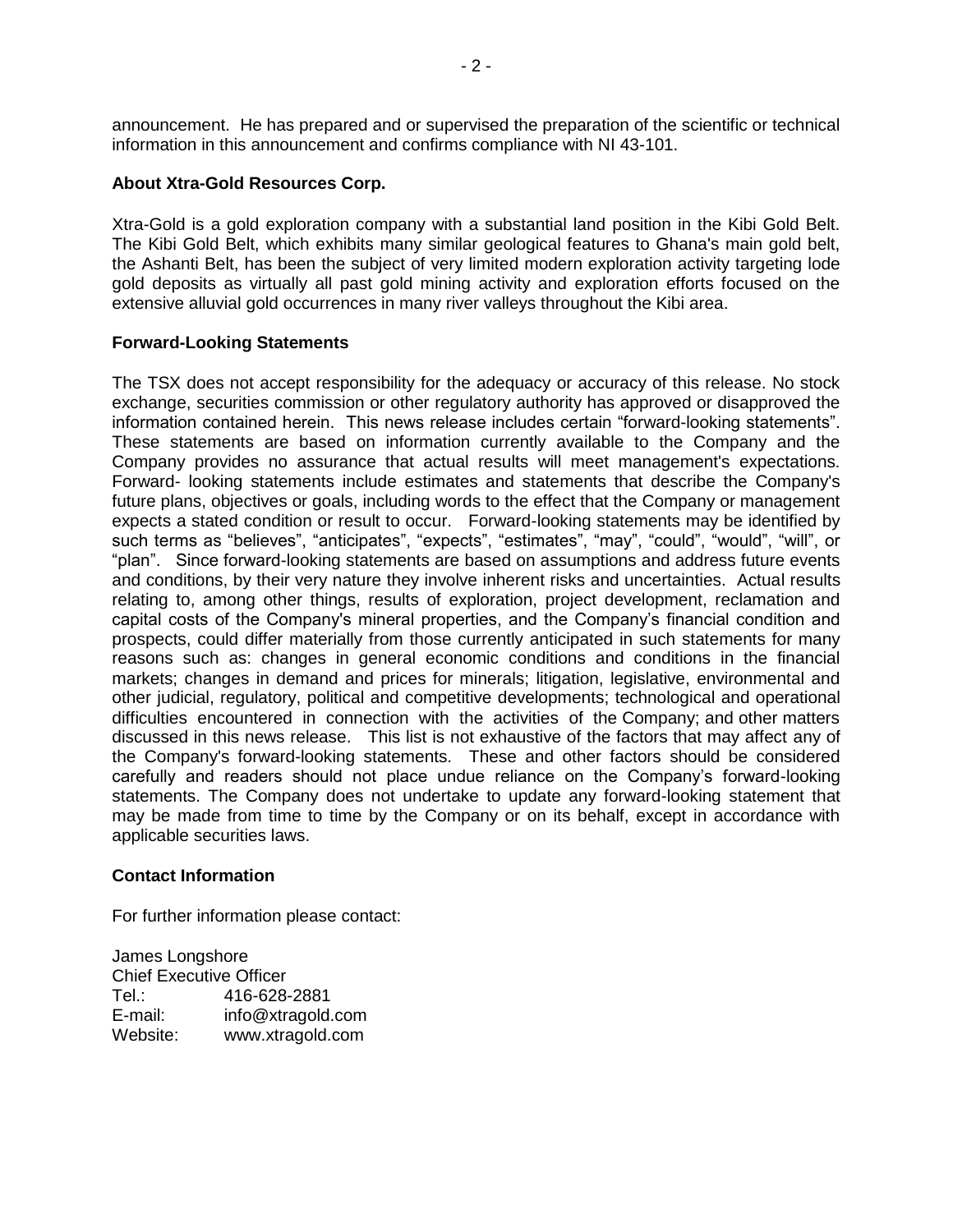announcement. He has prepared and or supervised the preparation of the scientific or technical information in this announcement and confirms compliance with NI 43-101.

**About Xtra-Gold Resources Corp.**

Xtra-Gold is a gold exploration company with a substantial land position in the Kibi Gold Belt. The Kibi Gold Belt, which exhibits many similar geological features to Ghana's main gold belt, the Ashanti Belt, has been the subject of very limited modern exploration activity targeting lode gold deposits as virtually all past gold mining activity and exploration efforts focused on the extensive alluvial gold occurrences in many river valleys throughout the Kibi area.

**Forward-Looking Statements**

The TSX does not accept responsibility for the adequacy or accuracy of this release. No stock exchange, securities commission or other regulatory authority has approved or disapproved the information contained herein. This news release includes certain "forward-looking statements". These statements are based on information currently available to the Company and the Company provides no assurance that actual results will meet management's expectations. Forward- looking statements include estimates and statements that describe the Company's future plans, objectives or goals, including words to the effect that the Company or management expects a stated condition or result to occur. Forward-looking statements may be identified by such terms as "believes", "anticipates", "expects", "estimates", "may", "could", "would", "will", or "plan". Since forward-looking statements are based on assumptions and address future events and conditions, by their very nature they involve inherent risks and uncertainties. Actual results relating to, among other things, results of exploration, project development, reclamation and capital costs of the Company's mineral properties, and the Company's financial condition and prospects, could differ materially from those currently anticipated in such statements for many reasons such as: changes in general economic conditions and conditions in the financial markets; changes in demand and prices for minerals; litigation, legislative, environmental and other judicial, regulatory, political and competitive developments; technological and operational difficulties encountered in connection with the activities of the Company; and other matters discussed in this news release. This list is not exhaustive of the factors that may affect any of the Company's forward-looking statements. These and other factors should be considered carefully and readers should not place undue reliance on the Company's forward-looking statements. The Company does not undertake to update any forward-looking statement that may be made from time to time by the Company or on its behalf, except in accordance with applicable securities laws.

**Contact Information**

For further information please contact:

James Longshore
Chief Executive Officer
Tel.: 416-628-2881
E-mail: info@xtragold.com
Website: www.xtragold.com